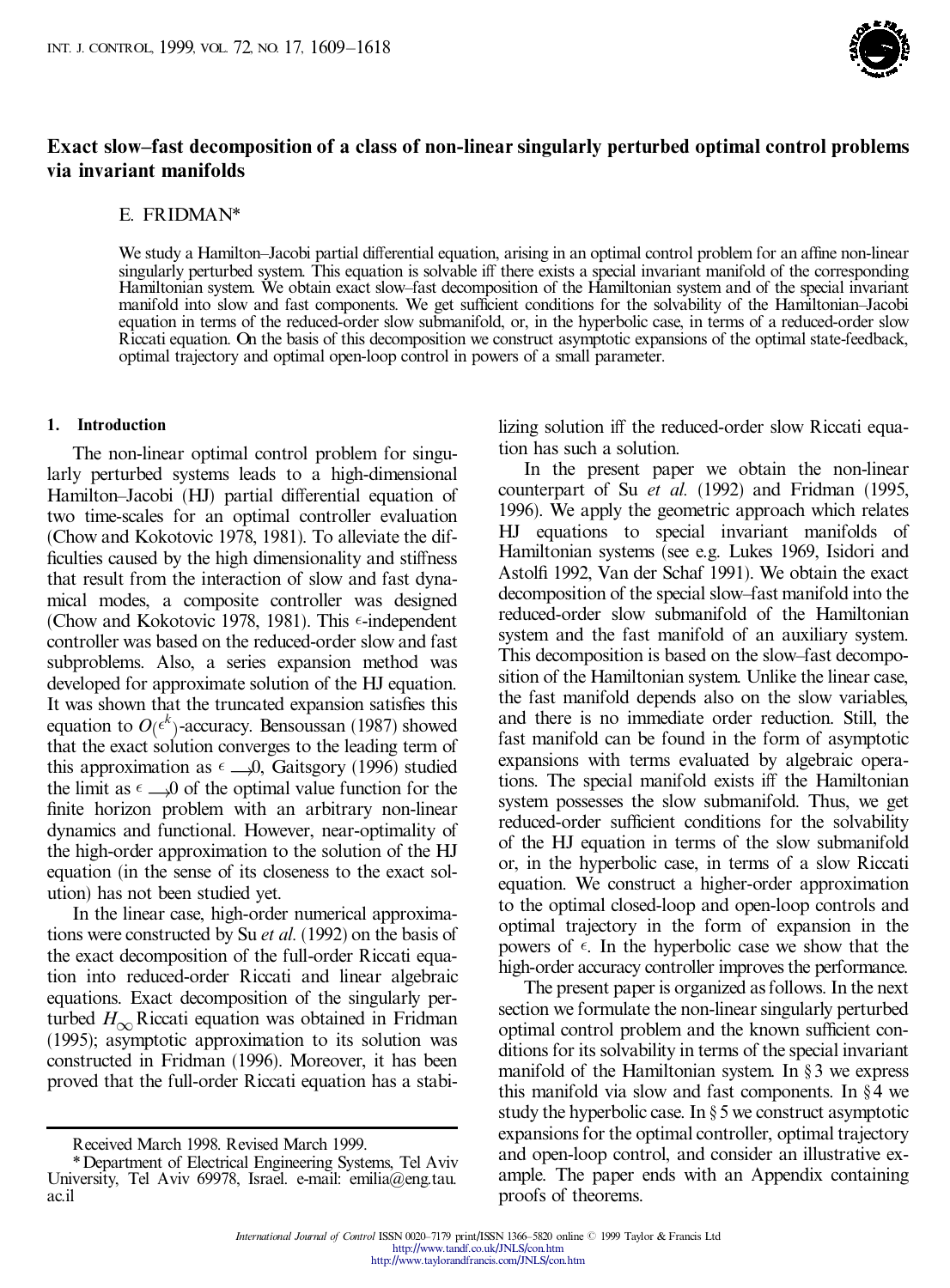# Exact slow–fast decomposition of a class of non-linear singularly perturbed optimal control problems via invariant manifolds

E. FRIDMAN*

We study a Hamilton–Jacobi partial differential equation, arising in an optimal control problem for an affine non-linear singularly perturbed system. This equation is solvable iff there exists a special invariant manifold of the corresponding Hamiltonian system. We obtain exact slow–fast decomposition of the Hamiltonian system and of the special invariant manifold into slow and fast components. We get sufficient conditions for the solvability of the Hamiltonian–Jacobi equation in terms of the reduced-order slow submanifold, or, in the hyperbolic case, in terms of a reduced-order slow Riccati equation. On the basis of this decomposition we construct asymptotic expansions of the optimal state-feedback, optimal trajectory and optimal open-loop control in powers of a small parameter.

## 1. Introduction

The non-linear optimal control problem for singularly perturbed systems leads to a high-dimensional Hamilton–Jacobi (HJ) partial differential equation of two time-scales for an optimal controller evaluation (Chow and Kokotovic 1978, 1981). To alleviate the difficulties caused by the high dimensionality and stiffness that result from the interaction of slow and fast dynamical modes, a composite controller was designed (Chow and Kokotovic 1978, 1981). This $\epsilon$-independent controller was based on the reduced-order slow and fast subproblems. Also, a series expansion method was developed for approximate solution of the HJ equation. It was shown that the truncated expansion satisfies this equation to $O(\epsilon^k)$-accuracy. Bensoussan (1987) showed that the exact solution converges to the leading term of this approximation as $\epsilon \longrightarrow 0$, Gaitsgory (1996) studied the limit as $\epsilon \longrightarrow 0$ of the optimal value function for the finite horizon problem with an arbitrary non-linear dynamics and functional. However, near-optimality of the high-order approximation to the solution of the HJ equation (in the sense of its closeness to the exact solution) has not been studied yet.

In the linear case, high-order numerical approximations were constructed by Su *et al.* (1992) on the basis of the exact decomposition of the full-order Riccati equation into reduced-order Riccati and linear algebraic equations. Exact decomposition of the singularly perturbed $H_\infty$ Riccati equation was obtained in Fridman (1995); asymptotic approximation to its solution was constructed in Fridman (1996). Moreover, it has been proved that the full-order Riccati equation has a stabilizing solution iff the reduced-order slow Riccati equation has such a solution.

In the present paper we obtain the non-linear counterpart of Su *et al.* (1992) and Fridman (1995, 1996). We apply the geometric approach which relates HJ equations to special invariant manifolds of Hamiltonian systems (see e.g. Lukes 1969, Isidori and Astolfi 1992, Van der Schaf 1991). We obtain the exact decomposition of the special slow–fast manifold into the reduced-order slow submanifold of the Hamiltonian system and the fast manifold of an auxiliary system. This decomposition is based on the slow–fast decomposition of the Hamiltonian system. Unlike the linear case, the fast manifold depends also on the slow variables, and there is no immediate order reduction. Still, the fast manifold can be found in the form of asymptotic expansions with terms evaluated by algebraic operations. The special manifold exists iff the Hamiltonian system possesses the slow submanifold. Thus, we get reduced-order sufficient conditions for the solvability of the HJ equation in terms of the slow submanifold or, in the hyperbolic case, in terms of a slow Riccati equation. We construct a higher-order approximation to the optimal closed-loop and open-loop controls and optimal trajectory in the form of expansion in the powers of $\epsilon$. In the hyperbolic case we show that the high-order accuracy controller improves the performance.

The present paper is organized as follows. In the next section we formulate the non-linear singularly perturbed optimal control problem and the known sufficient conditions for its solvability in terms of the special invariant manifold of the Hamiltonian system. In § 3 we express this manifold via slow and fast components. In § 4 we study the hyperbolic case. In § 5 we construct asymptotic expansions for the optimal controller, optimal trajectory and open-loop control, and consider an illustrative example. The paper ends with an Appendix containing proofs of theorems.

Received March 1998. Revised March 1999.

\* Department of Electrical Engineering Systems, Tel Aviv University, Tel Aviv 69978, Israel. e-mail: emilia@eng.tau.ac.il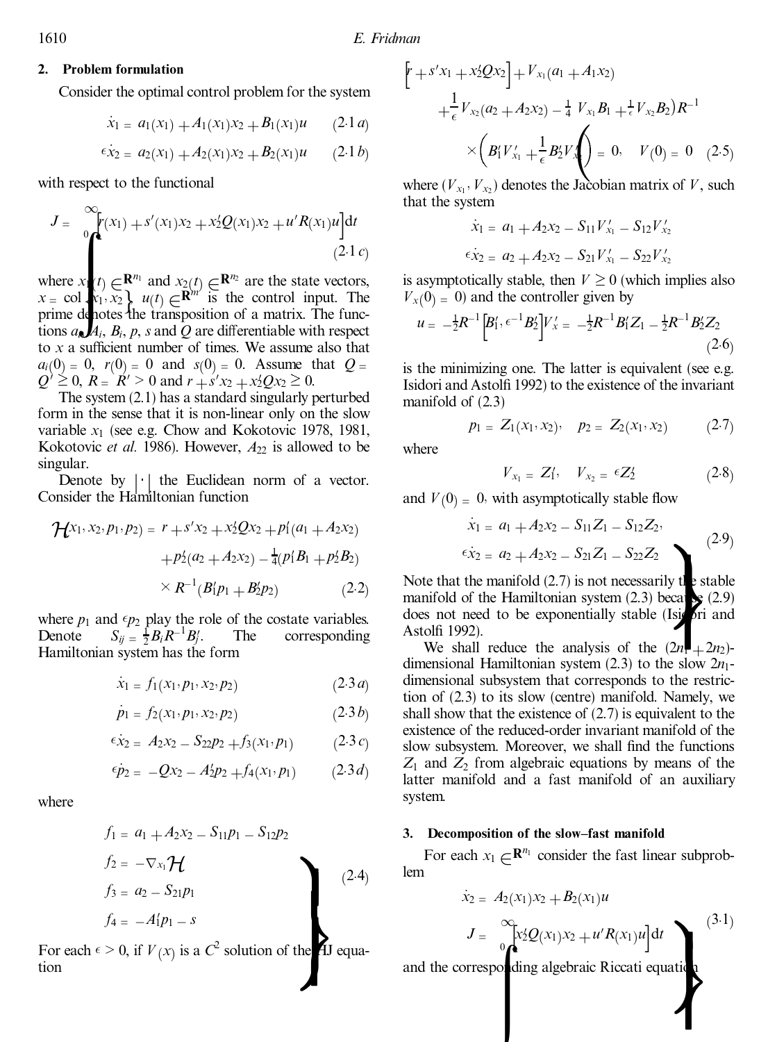## 2. Problem formulation

Consider the optimal control problem for the system

$$\dot{x}_1 = a_1(x_1) + A_1(x_1)x_2 + B_1(x_1)u \qquad (2.1\,a)$$

$$\epsilon\dot{x}_2 = a_2(x_1) + A_2(x_1)x_2 + B_2(x_1)u \qquad (2.1\,b)$$

with respect to the functional

$$J = \int_0^\infty \left[ r(x_1) + s'(x_1)x_2 + x_2'Q(x_1)x_2 + u'R(x_1)u \right] \mathrm{d}t \qquad (2.1\,c)$$

where $x_1(t) \in \mathbf{R}^{n_1}$ and $x_2(t) \in \mathbf{R}^{n_2}$ are the state vectors, $x = \mathrm{col}\{x_1, x_2\}$, $u(t) \in \mathbf{R}^{m}$ is the control input. The prime denotes the transposition of a matrix. The functions $a_i$, $A_i$, $B_i$, $p$, $s$ and $Q$ are differentiable with respect to $x$ a sufficient number of times. We assume also that $a_i(0) = 0$, $r(0) = 0$ and $s(0) = 0$. Assume that $Q = Q' \geq 0$, $R = R' > 0$ and $r + s'x_2 + x_2'Qx_2 \geq 0$.

The system (2.1) has a standard singularly perturbed form in the sense that it is non-linear only on the slow variable $x_1$ (see e.g. Chow and Kokotovic 1978, 1981, Kokotovic *et al.* 1986). However, $A_{22}$ is allowed to be singular.

Denote by $|\cdot|$ the Euclidean norm of a vector. Consider the Hamiltonian function

$$\mathcal{H}(x_1, x_2, p_1, p_2) = r + s'x_2 + x_2'Qx_2 + p_1'(a_1 + A_2x_2) + p_2'(a_2 + A_2x_2) - \tfrac{1}{4}(p_1'B_1 + p_2'B_2) \times R^{-1}(B_1'p_1 + B_2'p_2) \qquad (2.2)$$

where $p_1$ and $\epsilon p_2$ play the role of the costate variables. Denote $S_{ij} = \frac{1}{2}B_iR^{-1}B_j'$. The corresponding Hamiltonian system has the form

$$\dot{x}_1 = f_1(x_1, p_1, x_2, p_2) \qquad (2.3\,a)$$

$$\dot{p}_1 = f_2(x_1, p_1, x_2, p_2) \qquad (2.3\,b)$$

$$\epsilon\dot{x}_2 = A_2x_2 - S_{22}p_2 + f_3(x_1, p_1) \qquad (2.3\,c)$$

$$\epsilon\dot{p}_2 = -Qx_2 - A_2'p_2 + f_4(x_1, p_1) \qquad (2.3\,d)$$

where

$$\left.\begin{aligned} f_1 &= a_1 + A_2x_2 - S_{11}p_1 - S_{12}p_2 \\ f_2 &= -\nabla_{x_1}\mathcal{H} \\ f_3 &= a_2 - S_{21}p_1 \\ f_4 &= -A_1'p_1 - s \end{aligned}\right\} \qquad (2.4)$$

For each $\epsilon > 0$, if $V(x)$ is a $C^2$ solution of the HJ equation

$$\left[ r + s'x_1 + x_2'Qx_2 \right] + V_{x_1}(a_1 + A_1x_2) + \frac{1}{\epsilon}V_{x_2}(a_2 + A_2x_2) - \tfrac{1}{4}\left( V_{x_1}B_1 + \tfrac{1}{\epsilon}V_{x_2}B_2 \right) R^{-1} \times \left( B_1'V_{x_1}' + \frac{1}{\epsilon}B_2'V_{x_2}' \right) = 0, \quad V(0) = 0 \qquad (2.5)$$

where $(V_{x_1}, V_{x_2})$ denotes the Jacobian matrix of $V$, such that the system

$$\dot{x}_1 = a_1 + A_2x_2 - S_{11}V_{x_1}' - S_{12}V_{x_2}'$$

$$\epsilon\dot{x}_2 = a_2 + A_2x_2 - S_{21}V_{x_1}' - S_{22}V_{x_2}'$$

is asymptotically stable, then $V \geq 0$ (which implies also $V_x(0) = 0$) and the controller given by

$$u = -\tfrac{1}{2}R^{-1}\left[ B_1', \epsilon^{-1}B_2' \right] V_x' = -\tfrac{1}{2}R^{-1}B_1'Z_1 - \tfrac{1}{2}R^{-1}B_2'Z_2 \qquad (2.6)$$

is the minimizing one. The latter is equivalent (see e.g. Isidori and Astolfi 1992) to the existence of the invariant manifold of (2.3)

$$p_1 = Z_1(x_1, x_2), \quad p_2 = Z_2(x_1, x_2) \qquad (2.7)$$

where

$$V_{x_1} = Z_1', \quad V_{x_2} = \epsilon Z_2' \qquad (2.8)$$

and $V(0) = 0$, with asymptotically stable flow

$$\left.\begin{aligned} \dot{x}_1 &= a_1 + A_2x_2 - S_{11}Z_1 - S_{12}Z_2, \\ \epsilon\dot{x}_2 &= a_2 + A_2x_2 - S_{21}Z_1 - S_{22}Z_2 \end{aligned}\right\} \qquad (2.9)$$

Note that the manifold (2.7) is not necessarily the stable manifold of the Hamiltonian system (2.3) because (2.9) does not need to be exponentially stable (Isidori and Astolfi 1992).

We shall reduce the analysis of the $(2n_1 + 2n_2)$-dimensional Hamiltonian system (2.3) to the slow $2n_1$-dimensional subsystem that corresponds to the restriction of (2.3) to its slow (centre) manifold. Namely, we shall show that the existence of (2.7) is equivalent to the existence of the reduced-order invariant manifold of the slow subsystem. Moreover, we shall find the functions $Z_1$ and $Z_2$ from algebraic equations by means of the latter manifold and a fast manifold of an auxiliary system.

## 3. Decomposition of the slow–fast manifold

For each $x_1 \in \mathbf{R}^{n_1}$ consider the fast linear subproblem

$$\left.\begin{aligned} \dot{x}_2 &= A_2(x_1)x_2 + B_2(x_1)u \\ J &= \int_0^\infty \left[ x_2'Q(x_1)x_2 + u'R(x_1)u \right] \mathrm{d}t \end{aligned}\right\} \qquad (3.1)$$

and the corresponding algebraic Riccati equation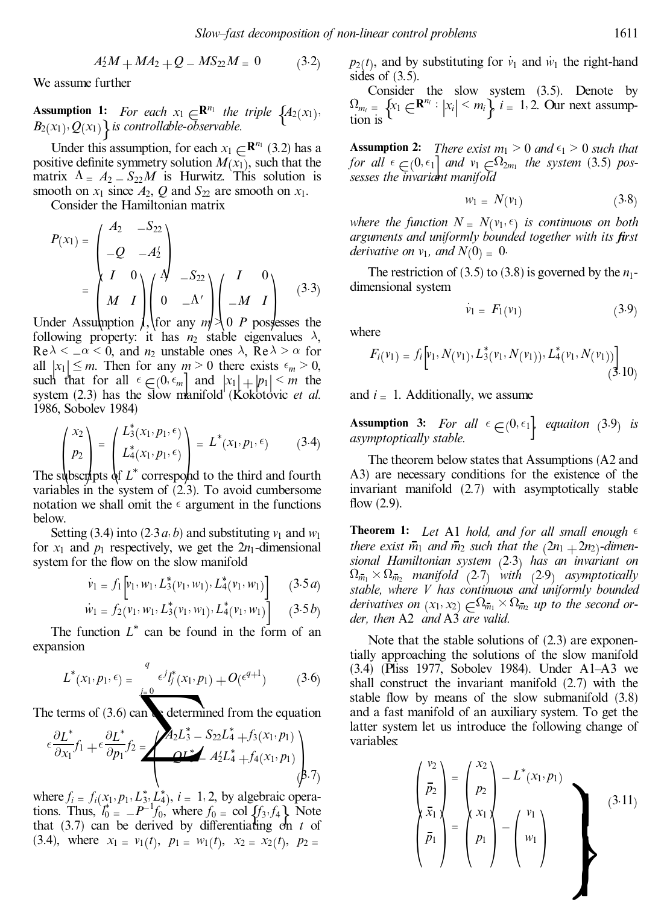$$A_2' M + M A_2 + Q - M S_{22} M = 0 \qquad (3.2)$$

We assume further

**Assumption 1:** *For each $x_1 \in \mathbf{R}^{n_1}$ the triple $\{A_2(x_1), B_2(x_1), Q(x_1)\}$ is controllable-observable.*

Under this assumption, for each $x_1 \in \mathbf{R}^{n_1}$ (3.2) has a positive definite symmetry solution $M(x_1)$, such that the matrix $\Lambda = A_2 - S_{22} M$ is Hurwitz. This solution is smooth on $x_1$ since $A_2$, $Q$ and $S_{22}$ are smooth on $x_1$.

Consider the Hamiltonian matrix

$$P(x_1) = \begin{pmatrix} A_2 & -S_{22} \\ -Q & -A_2' \end{pmatrix} = \begin{pmatrix} I & 0 \\ M & I \end{pmatrix} \begin{pmatrix} \Lambda & -S_{22} \\ 0 & -\Lambda' \end{pmatrix} \begin{pmatrix} I & 0 \\ -M & I \end{pmatrix} \qquad (3.3)$$

Under Assumption 1, for any $m > 0$ $P$ possesses the following property: it has $n_2$ stable eigenvalues $\lambda$, $\mathrm{Re}\,\lambda < -\alpha < 0$, and $n_2$ unstable ones $\lambda$, $\mathrm{Re}\,\lambda > \alpha$ for all $|x_1| \le m$. Then for any $m > 0$ there exists $\epsilon_m > 0$, such that for all $\epsilon \in (0, \epsilon_m]$ and $|x_1| + |p_1| < m$ the system (2.3) has the slow manifold (Kokotovic *et al.* 1986, Sobolev 1984)

$$\begin{pmatrix} x_2 \\ p_2 \end{pmatrix} = \begin{pmatrix} L_3^*(x_1, p_1, \epsilon) \\ L_4^*(x_1, p_1, \epsilon) \end{pmatrix} = L^*(x_1, p_1, \epsilon) \qquad (3.4)$$

The subscripts of $L^*$ correspond to the third and fourth variables in the system of (2.3). To avoid cumbersome notation we shall omit the $\epsilon$ argument in the functions below.

Setting (3.4) into (2.3*a, b*) and substituting $v_1$ and $w_1$ for $x_1$ and $p_1$ respectively, we get the $2n_1$-dimensional system for the flow on the slow manifold

$$\dot{v}_1 = f_1\left[v_1, w_1, L_3^*(v_1, w_1), L_4^*(v_1, w_1)\right] \qquad (3.5a)$$

$$\dot{w}_1 = f_2\left(v_1, w_1, L_3^*(v_1, w_1), L_4^*(v_1, w_1)\right] \qquad (3.5b)$$

The function $L^*$ can be found in the form of an expansion

$$L^*(x_1, p_1, \epsilon) = \sum_{j=0}^{q} \epsilon^j l_j^*(x_1, p_1) + O(\epsilon^{q+1}) \qquad (3.6)$$

The terms of (3.6) can be determined from the equation

$$\epsilon \frac{\partial L^*}{\partial x_1} f_1 + \epsilon \frac{\partial L^*}{\partial p_1} f_2 = \begin{pmatrix} A_2 L_3^* - S_{22} L_4^* + f_3(x_1, p_1) \\ -Q L_3^* - A_2' L_4^* + f_4(x_1, p_1) \end{pmatrix} \qquad (3.7)$$

where $f_i = f_i(x_1, p_1, L_3^*, L_4^*)$, $i = 1, 2$, by algebraic operations. Thus, $l_0^* = -P^{-1} f_0$, where $f_0 = \mathrm{col}\{f_3, f_4\}$. Note that (3.7) can be derived by differentiating on $t$ of (3.4), where $x_1 = v_1(t)$, $p_1 = w_1(t)$, $x_2 = x_2(t)$, $p_2 = p_2(t)$, and by substituting for $\dot{v}_1$ and $\dot{w}_1$ the right-hand sides of (3.5).

Consider the slow system (3.5). Denote by $\Omega_{m_i} = \{x_i \in \mathbf{R}^{n_i} : |x_i| < m_i\}$, $i = 1, 2$. Our next assumption is

**Assumption 2:** *There exist $m_1 > 0$ and $\epsilon_1 > 0$ such that for all $\epsilon \in (0, \epsilon_1]$ and $v_1 \in \Omega_{2m_1}$ the system (3.5) possesses the invariant manifold*

$$w_1 = N(v_1) \qquad (3.8)$$

*where the function $N = N(v_1, \epsilon)$ is continuous on both arguments and uniformly bounded together with its first derivative on $v_1$, and $N(0) = 0$.*

The restriction of (3.5) to (3.8) is governed by the $n_1$-dimensional system

$$\dot{v}_1 = F_1(v_1) \qquad (3.9)$$

where

$$F_i(v_1) = f_i\left[v_1, N(v_1), L_3^*(v_1, N(v_1)), L_4^*(v_1, N(v_1))\right] \qquad (3.10)$$

and $i = 1$. Additionally, we assume

**Assumption 3:** *For all $\epsilon \in (0, \epsilon_1]$, equaiton (3.9) is asymptoptically stable.*

The theorem below states that Assumptions (A2 and A3) are necessary conditions for the existence of the invariant manifold (2.7) with asymptotically stable flow (2.9).

**Theorem 1:** *Let* A1 *hold, and for all small enough $\epsilon$ there exist $\bar{m}_1$ and $\bar{m}_2$ such that the $(2n_1 + 2n_2)$-dimensional Hamiltonian system (2.3) has an invariant on $\Omega_{\bar{m}_1} \times \Omega_{\bar{m}_2}$ manifold (2.7) with (2.9) asymptotically stable, where $V$ has continuous and uniformly bounded derivatives on $(x_1, x_2) \in \Omega_{\bar{m}_1} \times \Omega_{\bar{m}_2}$ up to the second order, then* A2 *and* A3 *are valid.*

Note that the stable solutions of (2.3) are exponentially approaching the solutions of the slow manifold (3.4) (Pliss 1977, Sobolev 1984). Under A1–A3 we shall construct the invariant manifold (2.7) with the stable flow by means of the slow submanifold (3.8) and a fast manifold of an auxiliary system. To get the latter system let us introduce the following change of variables:

$$\left.\begin{aligned} \begin{pmatrix} v_2 \\ \bar{p}_2 \end{pmatrix} &= \begin{pmatrix} x_2 \\ p_2 \end{pmatrix} - L^*(x_1, p_1) \\ \begin{pmatrix} \bar{x}_1 \\ \bar{p}_1 \end{pmatrix} &= \begin{pmatrix} x_1 \\ p_1 \end{pmatrix} - \begin{pmatrix} v_1 \\ w_1 \end{pmatrix} \end{aligned}\right\} \qquad (3.11)$$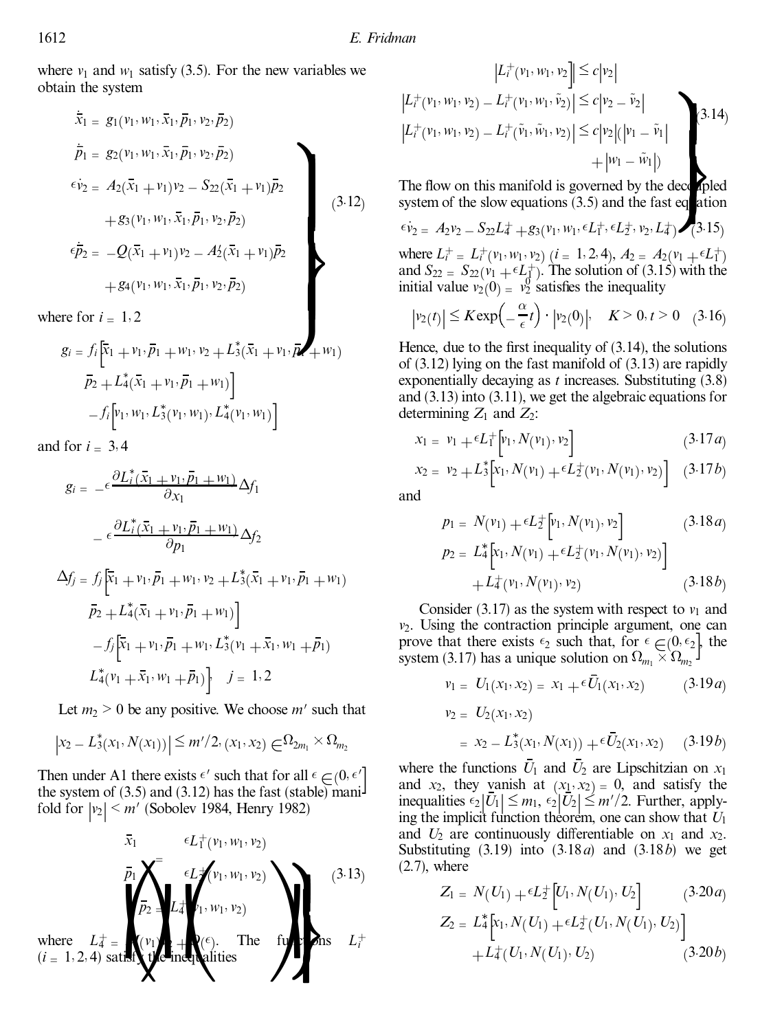where $v_1$ and $w_1$ satisfy (3.5). For the new variables we obtain the system

$$
\left.
\begin{aligned}
\dot{\bar{x}}_1 &= g_1(v_1, w_1, \bar{x}_1, \bar{p}_1, v_2, \bar{p}_2)\\
\dot{\bar{p}}_1 &= g_2(v_1, w_1, \bar{x}_1, \bar{p}_1, v_2, \bar{p}_2)\\
\epsilon \dot{v}_2 &= A_2(\bar{x}_1 + v_1)v_2 - S_{22}(\bar{x}_1 + v_1)\bar{p}_2\\
&\quad + g_3(v_1, w_1, \bar{x}_1, \bar{p}_1, v_2, \bar{p}_2)\\
\epsilon \dot{\bar{p}}_2 &= -Q(\bar{x}_1 + v_1)v_2 - A_2'(\bar{x}_1 + v_1)\bar{p}_2\\
&\quad + g_4(v_1, w_1, \bar{x}_1, \bar{p}_1, v_2, \bar{p}_2)
\end{aligned}
\right\} \quad (3.12)
$$

where for $i = 1, 2$

$$
\begin{aligned}
g_i = f_i\Big[&\bar{x}_1 + v_1, \bar{p}_1 + w_1, v_2 + L_3^*(\bar{x}_1 + v_1, \bar{p}_1 + w_1)\\
&\bar{p}_2 + L_4^*(\bar{x}_1 + v_1, \bar{p}_1 + w_1)\Big]\\
&- f_i\Big[v_1, w_1, L_3^*(v_1, w_1), L_4^*(v_1, w_1)\Big]
\end{aligned}
$$

and for $i = 3, 4$

$$
\begin{aligned}
g_i = &-\epsilon \frac{\partial L_i^*(\bar{x}_1 + v_1, \bar{p}_1 + w_1)}{\partial x_1}\Delta f_1\\
&- \epsilon \frac{\partial L_i^*(\bar{x}_1 + v_1, \bar{p}_1 + w_1)}{\partial p_1}\Delta f_2
\end{aligned}
$$

$$
\begin{aligned}
\Delta f_j = f_j\Big[&\bar{x}_1 + v_1, \bar{p}_1 + w_1, v_2 + L_3^*(\bar{x}_1 + v_1, \bar{p}_1 + w_1)\\
&\bar{p}_2 + L_4^*(\bar{x}_1 + v_1, \bar{p}_1 + w_1)\Big]\\
&- f_j\Big[\bar{x}_1 + v_1, \bar{p}_1 + w_1, L_3^*(v_1 + \bar{x}_1, w_1 + \bar{p}_1)\\
&L_4^*(v_1 + \bar{x}_1, w_1 + \bar{p}_1)\Big], \quad j = 1, 2
\end{aligned}
$$

Let $m_2 > 0$ be any positive. We choose $m'$ such that

$$
\left|x_2 - L_3^*(x_1, N(x_1))\right| \le m'/2, \; (x_1, x_2) \in \Omega_{2m_1} \times \Omega_{m_2}
$$

Then under A1 there exists $\epsilon'$ such that for all $\epsilon \in (0, \epsilon']$ the system of (3.5) and (3.12) has the fast (stable) manifold for $|v_2| < m'$ (Sobolev 1984, Henry 1982)

$$
\left.
\begin{pmatrix}
\bar{x}_1\\
\bar{p}_1\\
\bar{p}_2
\end{pmatrix}
=
\begin{pmatrix}
\epsilon L_1^+(v_1, w_1, v_2)\\
\epsilon L_2^+(v_1, w_1, v_2)\\
L_4^+(v_1, w_1, v_2)
\end{pmatrix}
\right\} \quad (3.13)
$$

where $L_4^+ = P(v_1)v_2 + O(\epsilon)$. The functions $L_i^+$ $(i = 1, 2, 4)$ satisfy the inequalities

$$
\left.
\begin{aligned}
&\left|L_i^+(v_1, w_1, v_2)\right| \le c|v_2|\\
&\left|L_i^+(v_1, w_1, v_2) - L_i^+(v_1, w_1, \tilde{v}_2)\right| \le c|v_2 - \tilde{v}_2|\\
&\left|L_i^+(v_1, w_1, v_2) - L_i^+(\tilde{v}_1, \tilde{w}_1, v_2)\right| \le c|v_2|\big(|v_1 - \tilde{v}_1|\\
&\qquad + |w_1 - \tilde{w}_1|\big)
\end{aligned}
\right\} \quad (3.14)
$$

The flow on this manifold is governed by the decoupled system of the slow equations (3.5) and the fast equation

$$
\epsilon \dot{v}_2 = A_2 v_2 - S_{22} L_4^+ + g_3(v_1, w_1, \epsilon L_1^+, \epsilon L_2^+, v_2, L_4^+) \quad (3.15)
$$

where $L_i^+ = L_i^+(v_1, w_1, v_2)$ $(i = 1, 2, 4)$, $A_2 = A_2(v_1 + \epsilon L_1^+)$ and $S_{22} = S_{22}(v_1 + \epsilon L_1^+)$. The solution of (3.15) with the initial value $v_2(0) = v_2^0$ satisfies the inequality

$$
|v_2(t)| \le K \exp\left(-\frac{\alpha}{\epsilon}t\right) \cdot |v_2(0)|, \quad K > 0, t > 0 \quad (3.16)
$$

Hence, due to the first inequality of (3.14), the solutions of (3.12) lying on the fast manifold of (3.13) are rapidly exponentially decaying as $t$ increases. Substituting (3.8) and (3.13) into (3.11), we get the algebraic equations for determining $Z_1$ and $Z_2$:

$$
x_1 = v_1 + \epsilon L_1^+\left[v_1, N(v_1), v_2\right] \quad (3.17a)
$$

$$
x_2 = v_2 + L_3^*\left[x_1, N(v_1) + \epsilon L_2^+(v_1, N(v_1), v_2)\right] \quad (3.17b)
$$

and

$$
p_1 = N(v_1) + \epsilon L_2^+\left[v_1, N(v_1), v_2\right] \quad (3.18a)
$$

$$
\begin{aligned}
p_2 = L_4^*&\left[x_1, N(v_1) + \epsilon L_2^+(v_1, N(v_1), v_2)\right]\\
&+ L_4^+(v_1, N(v_1), v_2)
\end{aligned} \quad (3.18b)
$$

Consider (3.17) as the system with respect to $v_1$ and $v_2$. Using the contraction principle argument, one can prove that there exists $\epsilon_2$ such that, for $\epsilon \in (0, \epsilon_2]$, the system (3.17) has a unique solution on $\Omega_{m_1} \times \Omega_{m_2}$

$$
v_1 = U_1(x_1, x_2) = x_1 + \epsilon \bar{U}_1(x_1, x_2) \quad (3.19a)
$$

$$
\begin{aligned}
v_2 &= U_2(x_1, x_2)\\
&= x_2 - L_3^*(x_1, N(x_1)) + \epsilon \bar{U}_2(x_1, x_2)
\end{aligned} \quad (3.19b)
$$

where the functions $\bar{U}_1$ and $\bar{U}_2$ are Lipschitzian on $x_1$ and $x_2$, they vanish at $(x_1, x_2) = 0$, and satisfy the inequalities $\epsilon_2|\bar{U}_1| \le m_1$, $\epsilon_2|\bar{U}_2| \le m'/2$. Further, applying the implicit function theorem, one can show that $U_1$ and $U_2$ are continuously differentiable on $x_1$ and $x_2$. Substituting (3.19) into (3.18a) and (3.18b) we get (2.7), where

$$
Z_1 = N(U_1) + \epsilon L_2^+\left[U_1, N(U_1), U_2\right] \quad (3.20a)
$$

$$
\begin{aligned}
Z_2 = L_4^*&\left[x_1, N(U_1) + \epsilon L_2^+(U_1, N(U_1), U_2)\right]\\
&+ L_4^+(U_1, N(U_1), U_2)
\end{aligned} \quad (3.20b)
$$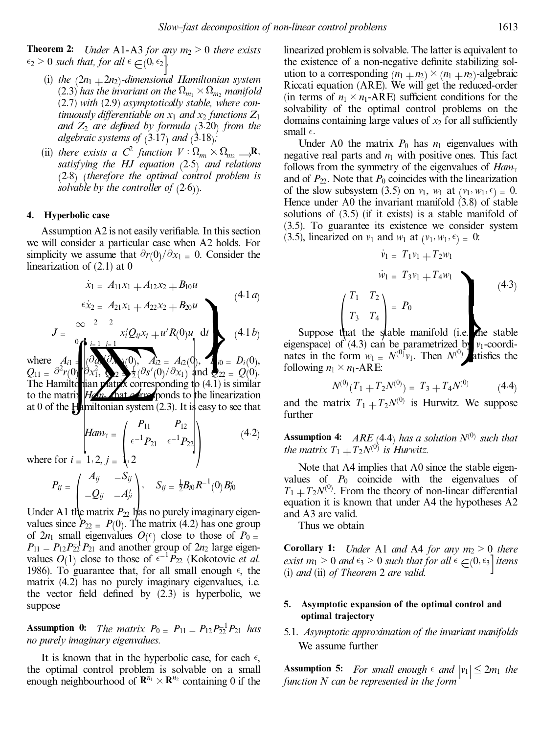**Theorem 2:** *Under* A1–A3 *for any* $m_2 > 0$ *there exists* $\epsilon_2 > 0$ *such that, for all* $\epsilon \in (0, \epsilon_2]$,

(i) *the* $(2n_1 + 2n_2)$*-dimensional Hamiltonian system* (2.3) *has the invariant on the* $\Omega_{m_1} \times \Omega_{m_2}$ *manifold* (2.7) *with* (2.9) *asymptotically stable, where continuously differentiable on* $x_1$ *and* $x_2$ *functions* $Z_1$ *and* $Z_2$ *are defined by formula* (3.20) *from the algebraic systems of* (3.17) *and* (3.18);

(ii) *there exists a* $C^2$ *function* $V : \Omega_{m_1} \times \Omega_{m_2} \to \mathbf{R}$, *satisfying the HJ equation* (2.5) *and relations* (2.8) (*therefore the optimal control problem is solvable by the controller of* (2.6)).

## 4. Hyperbolic case

Assumption A2 is not easily verifiable. In this section we will consider a particular case when A2 holds. For simplicity we assume that $\partial r(0)/\partial x_1 = 0$. Consider the linearization of (2.1) at 0

$$
\left.
\begin{aligned}
\dot{x}_1 &= A_{11}x_1 + A_{12}x_2 + B_{10}u \\
\epsilon\dot{x}_2 &= A_{21}x_1 + A_{22}x_2 + B_{20}u
\end{aligned}
\right\} \quad (4.1a)
$$

$$
J = \int_0^{\infty} \left( \sum_{i=1}^{2}\sum_{j=1}^{2} x_i' Q_{ij} x_j + u' R(0) u \right) \mathrm{d}t \quad (4.1b)
$$

where $A_{i1} = (\partial a_i/\partial x_1)(0)$, $A_{i2} = A_{i2}(0)$, $B_{i0} = D_i(0)$, $Q_{11} = \partial^2 r(0)/\partial x_1^2$, $Q_{12} = \frac{1}{2}(\partial s'(0)/\partial x_1)$ and $Q_{22} = Q(0)$. The Hamiltonian matrix corresponding to (4.1) is similar to the matrix $Ham_\gamma$ that corresponds to the linearization at 0 of the Hamiltonian system (2.3). It is easy to see that

$$
Ham_\gamma = \begin{pmatrix} P_{11} & P_{12} \\ \epsilon^{-1}P_{21} & \epsilon^{-1}P_{22} \end{pmatrix} \quad (4.2)
$$

where for $i = 1, 2$, $j = 1, 2$

$$
P_{ij} = \begin{pmatrix} A_{ij} & -S_{ij} \\ -Q_{ij} & -A_{ji}' \end{pmatrix}, \quad S_{ij} = \tfrac{1}{2} B_{i0} R^{-1}(0) B_{j0}'
$$

Under A1 the matrix $P_{22}$ has no purely imaginary eigenvalues since $P_{22} = P(0)$. The matrix (4.2) has one group of $2n_1$ small eigenvalues $O(\epsilon)$ close to those of $P_0 = P_{11} - P_{12}P_{22}^{-1}P_{21}$ and another group of $2n_2$ large eigenvalues $O(1)$ close to those of $\epsilon^{-1}P_{22}$ (Kokotovic *et al.* 1986). To guarantee that, for all small enough $\epsilon$, the matrix (4.2) has no purely imaginary eigenvalues, i.e. the vector field defined by (2.3) is hyperbolic, we suppose

**Assumption 0:** *The matrix* $P_0 = P_{11} - P_{12}P_{22}^{-1}P_{21}$ *has no purely imaginary eigenvalues.*

It is known that in the hyperbolic case, for each $\epsilon$, the optimal control problem is solvable on a small enough neighbourhood of $\mathbf{R}^{n_1} \times \mathbf{R}^{n_2}$ containing 0 if the linearized problem is solvable. The latter is equivalent to the existence of a non-negative definite stabilizing solution to a corresponding $(n_1 + n_2) \times (n_1 + n_2)$-algebraic Riccati equation (ARE). We will get the reduced-order (in terms of $n_1 \times n_1$-ARE) sufficient conditions for the solvability of the optimal control problems on the domains containing large values of $x_2$ for all sufficiently small $\epsilon$.

Under A0 the matrix $P_0$ has $n_1$ eigenvalues with negative real parts and $n_1$ with positive ones. This fact follows from the symmetry of the eigenvalues of $Ham_\gamma$ and of $P_{22}$. Note that $P_0$ coincides with the linearization of the slow subsystem (3.5) on $v_1$, $w_1$ at $(v_1, w_1, \epsilon) = 0$. Hence under A0 the invariant manifold (3.8) of stable solutions of (3.5) (if it exists) is a stable manifold of (3.5). To guarantee its existence we consider system (3.5), linearized on $v_1$ and $w_1$ at $(v_1, w_1, \epsilon) = 0$:

$$
\left.
\begin{aligned}
\dot{v}_1 &= T_1 v_1 + T_2 w_1 \\
\dot{w}_1 &= T_3 v_1 + T_4 w_1 \\
\begin{pmatrix} T_1 & T_2 \\ T_3 & T_4 \end{pmatrix} &= P_0
\end{aligned}
\right\} \quad (4.3)
$$

Suppose that the stable manifold (i.e. the stable eigenspace) of (4.3) can be parametrized by $v_1$-coordinates in the form $w_1 = N^{(0)}v_1$. Then $N^{(0)}$ satisfies the following $n_1 \times n_1$-ARE:

$$
N^{(0)}(T_1 + T_2 N^{(0)}) = T_3 + T_4 N^{(0)} \quad (4.4)
$$

and the matrix $T_1 + T_2 N^{(0)}$ is Hurwitz. We suppose further

**Assumption 4:** *ARE* (4.4) *has a solution* $N^{(0)}$ *such that the matrix* $T_1 + T_2 N^{(0)}$ *is Hurwitz.*

Note that A4 implies that A0 since the stable eigenvalues of $P_0$ coincide with the eigenvalues of $T_1 + T_2 N^{(0)}$. From the theory of non-linear differential equation it is known that under A4 the hypotheses A2 and A3 are valid.

Thus we obtain

**Corollary 1:** *Under* A1 *and* A4 *for any* $m_2 > 0$ *there exist* $m_1 > 0$ *and* $\epsilon_3 > 0$ *such that for all* $\epsilon \in (0, \epsilon_3]$ *items* (i) *and* (ii) *of Theorem* 2 *are valid.*

## 5. Asymptotic expansion of the optimal control and optimal trajectory

### 5.1. *Asymptotic approximation of the invariant manifolds*

We assume further

**Assumption 5:** *For small enough* $\epsilon$ *and* $|v_1| \leq 2m_1$ *the function* $N$ *can be represented in the form*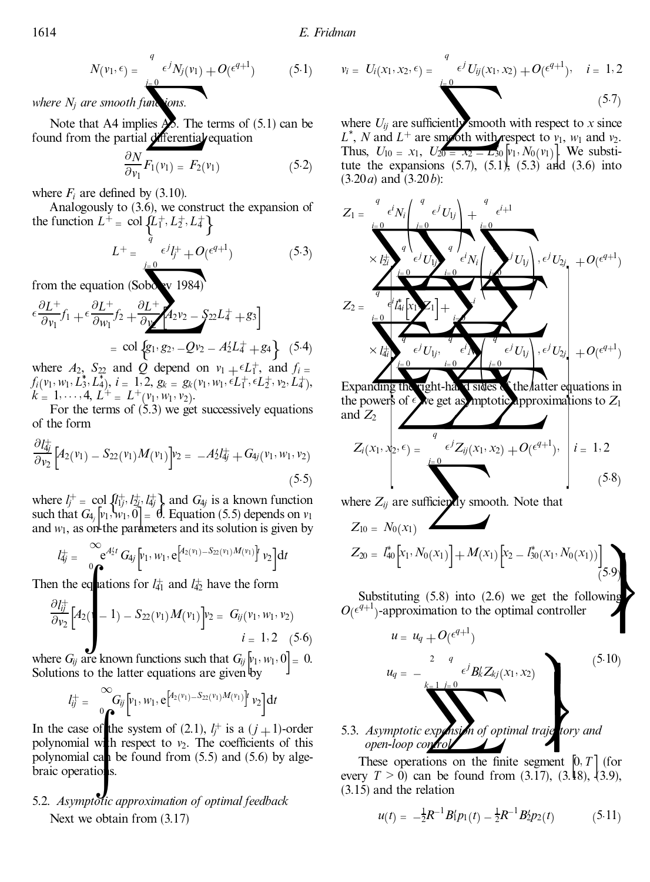$$N(v_1, \epsilon) = \sum_{j=0}^{q} \epsilon^j N_j(v_1) + O(\epsilon^{q+1}) \tag{5.1}$$

*where $N_j$ are smooth functions.*

Note that A4 implies A5. The terms of (5.1) can be found from the partial differential equation

$$\frac{\partial N}{\partial v_1} F_1(v_1) = F_2(v_1) \tag{5.2}$$

where $F_i$ are defined by (3.10).

Analogously to (3.6), we construct the expansion of the function $L^+ = \text{col}\left\{L_1^+, L_2^+, L_4^+\right\}$

$$L^+ = \sum_{j=0}^{q} \epsilon^j l_j^+ + O(\epsilon^{q+1}) \tag{5.3}$$

from the equation (Sobolev 1984)

$$\epsilon \frac{\partial L^+}{\partial v_1} f_1 + \epsilon \frac{\partial L^+}{\partial w_1} f_2 + \frac{\partial L^+}{\partial v_2}\left[A_2 v_2 - S_{22} L_4^+ + g_3\right] = \text{col}\left\{g_1, g_2, -Q v_2 - A_2' L_4^+ + g_4\right\} \tag{5.4}$$

where $A_2$, $S_{22}$ and $Q$ depend on $v_1 + \epsilon L_1^+$, and $f_i = f_i(v_1, w_1, L_3^*, L_4^*)$, $i = 1, 2$, $g_k = g_k(v_1, w_1, \epsilon L_1^+, \epsilon L_2^+, v_2, L_4^+)$, $k = 1, \ldots, 4$, $L^+ = L^+(v_1, w_1, v_2)$.

For the terms of (5.3) we get successively equations of the form

$$\frac{\partial l_{4j}^+}{\partial v_2}\left[A_2(v_1) - S_{22}(v_1) M(v_1)\right] v_2 = -A_2' l_{4j}^+ + G_{4j}(v_1, w_1, v_2) \tag{5.5}$$

where $l_j^+ = \text{col}\left\{l_{1j}^+, l_{2j}^+, l_{4j}^+\right\}$ and $G_{4j}$ is a known function such that $G_{4j}\left[v_1, w_1, 0\right] = 0$. Equation (5.5) depends on $v_1$ and $w_1$, as on the parameters and its solution is given by

$$l_{4j}^+ = \int_0^{\infty} e^{A_2' t}\, G_{4j}\left[v_1, w_1, e^{\left[A_2(v_1) - S_{22}(v_1) M(v_1)\right] t}\, v_2\right] dt$$

Then the equations for $l_{41}^+$ and $l_{42}^+$ have the form

$$\frac{\partial l_{ij}^+}{\partial v_2}\left[A_2(v_1) - S_{22}(v_1) M(v_1)\right] v_2 = G_{ij}(v_1, w_1, v_2) \qquad i = 1, 2 \tag{5.6}$$

where $G_{ij}$ are known functions such that $G_{ij}\left[v_1, w_1, 0\right] = 0$. Solutions to the latter equations are given by

$$l_{ij}^+ = \int_0^{\infty} G_{ij}\left[v_1, w_1, e^{\left[A_2(v_1) - S_{22}(v_1) M(v_1)\right] t}\, v_2\right] dt$$

In the case of the system of (2.1), $l_j^+$ is a $(j+1)$-order polynomial with respect to $v_2$. The coefficients of this polynomial can be found from (5.5) and (5.6) by algebraic operations.

### 5.2. *Asymptotic approximation of optimal feedback*

Next we obtain from (3.17)

$$v_i = U_i(x_1, x_2, \epsilon) = \sum_{j=0}^{q} \epsilon^j U_{ij}(x_1, x_2) + O(\epsilon^{q+1}), \quad i = 1, 2 \tag{5.7}$$

where $U_{ij}$ are sufficiently smooth with respect to $x$ since $L^*$, $N$ and $L^+$ are smooth with respect to $v_1$, $w_1$ and $v_2$. Thus, $U_{10} = x_1$, $U_{20} = x_2 - L_{30}^*\left[v_1, N_0(v_1)\right]$. We substitute the expansions (5.7), (5.1), (5.3) and (3.6) into (3.20 *a*) and (3.20 *b*):

$$Z_1 = \sum_{i=0}^{q} \epsilon^i N_i\left(\sum_{j=0}^{q} \epsilon^j U_{1j}\right) + \sum_{i=0}^{q} \epsilon^{i+1} \times l_{2i}^+\left(\sum_{j=0}^{q} \epsilon^j U_{1j}, \sum_{i=0}^{q} \epsilon^i N_i\left(\sum_{j=0}^{q} \epsilon^j U_{1j}\right), \epsilon^j U_{2j}\right) + O(\epsilon^{q+1})$$

$$Z_2 = \sum_{i=0}^{q} \epsilon^i l_{4i}^*\left[x_1, Z_1\right] + \sum_{i=0}^{q} \epsilon^i \times l_{4i}^+\left(\sum_{j=0}^{q} \epsilon^j U_{1j}, \sum_{i=0}^{q} \epsilon^i N_i\left(\sum_{j=0}^{q} \epsilon^j U_{1j}\right), \epsilon^j U_{2j}\right) + O(\epsilon^{q+1})$$

Expanding the right-hand sides of the latter equations in the powers of $\epsilon$ we get asymptotic approximations to $Z_1$ and $Z_2$

$$Z_i(x_1, x_2, \epsilon) = \sum_{j=0}^{q} \epsilon^j Z_{ij}(x_1, x_2) + O(\epsilon^{q+1}), \quad i = 1, 2 \tag{5.8}$$

where $Z_{ij}$ are sufficiently smooth. Note that

$$\left.\begin{aligned} Z_{10} &= N_0(x_1) \\ Z_{20} &= l_{40}^*\left[x_1, N_0(x_1)\right] + M(x_1)\left[x_2 - l_{30}^*(x_1, N_0(x_1))\right] \end{aligned}\right\} \tag{5.9}$$

Substituting (5.8) into (2.6) we get the following $O(\epsilon^{q+1})$-approximation to the optimal controller

$$\left.\begin{aligned} u &= u_q + O(\epsilon^{q+1}) \\ u_q &= -\sum_{k=1}^{2} \sum_{j=0}^{q} \epsilon^j B_k' Z_{kj}(x_1, x_2) \end{aligned}\right\} \tag{5.10}$$

### 5.3. *Asymptotic expansion of optimal trajectory and open-loop control*

These operations on the finite segment $[0, T]$ (for every $T > 0$) can be found from (3.17), (3.18), (3.9), (3.15) and the relation

$$u(t) = -\tfrac{1}{2} R^{-1} B_1' p_1(t) - \tfrac{1}{2} R^{-1} B_2' p_2(t) \tag{5.11}$$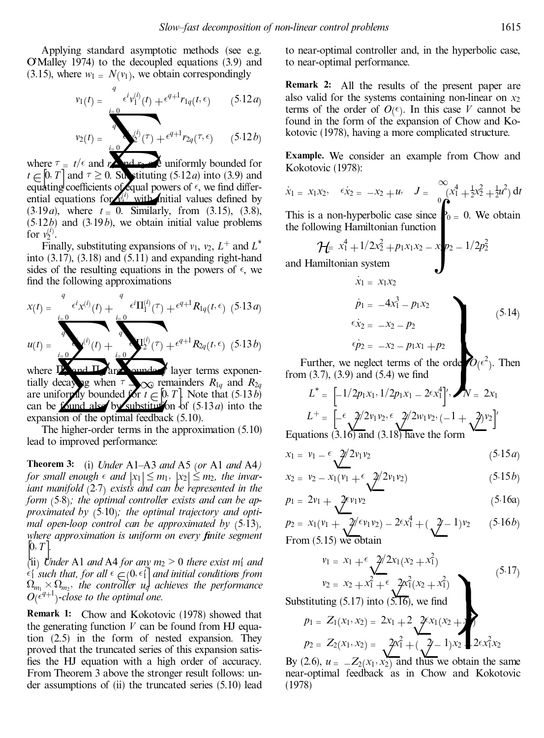Applying standard asymptotic methods (see e.g. O'Malley 1974) to the decoupled equations (3.9) and (3.15), where $w_1 = N(v_1)$, we obtain correspondingly

$$v_1(t) = \sum_{i=0}^{q} \epsilon^i v_1^{(i)}(t) + \epsilon^{q+1} r_{1q}(t, \epsilon) \qquad (5.12a)$$

$$v_2(t) = \sum_{i=0}^{q} \epsilon^i v_2^{(i)}(\tau) + \epsilon^{q+1} r_{2q}(\tau, \epsilon) \qquad (5.12b)$$

where $\tau = t/\epsilon$ and $r_{1q}$ and $r_{2q}$ are uniformly bounded for $t \in [0, T]$ and $\tau \geq 0$. Substituting (5.12*a*) into (3.9) and equating coefficients of equal powers of $\epsilon$, we find differential equations for $v_1^{(i)}$ with initial values defined by (3.19*a*), where $t = 0$. Similarly, from (3.15), (3.8), (5.12*b*) and (3.19*b*), we obtain initial value problems for $v_2^{(i)}$.

Finally, substituting expansions of $v_1$, $v_2$, $L^+$ and $L^*$ into (3.17), (3.18) and (5.11) and expanding right-hand sides of the resulting equations in the powers of $\epsilon$, we find the following approximations

$$x(t) = \sum_{i=0}^{q} \epsilon^i x^{(i)}(t) + \sum_{i=0}^{q} \epsilon^i \Pi_1^{(i)}(\tau) + \epsilon^{q+1} R_{1q}(t, \epsilon) \quad (5.13a)$$

$$u(t) = \sum_{i=0}^{q} \epsilon^i u^{(i)}(t) + \sum_{i=0}^{q} \epsilon^i \Pi_2^{(i)}(\tau) + \epsilon^{q+1} R_{2q}(t, \epsilon) \quad (5.13b)$$

where $\Pi_1$ and $\Pi_2$ are boundary layer terms exponentially decaying when $\tau \to \infty$, remainders $R_{1q}$ and $R_{2q}$ are uniformly bounded for $t \in [0, T]$. Note that (5.13*b*) can be found also by substitution of (5.13*a*) into the expansion of the optimal feedback (5.10).

The higher-order terms in the approximation (5.10) lead to improved performance:

**Theorem 3:** (i) *Under* A1–A3 *and* A5 (*or* A1 *and* A4) *for small enough* $\epsilon$ *and* $|x_1| \leq m_1$, $|x_2| \leq m_2$, *the invariant manifold* (2.7) *exists and can be represented in the form* (5.8); *the optimal controller exists and can be approximated by* (5.10); *the optimal trajectory and optimal open-loop control can be approximated by* (5.13), *where approximation is uniform on every finite segment* $[0, T]$.

(ii) *Under* A1 *and* A4 *for any* $m_2 > 0$ *there exist* $m_1'$ *and* $\epsilon_1'$ *such that, for all* $\epsilon \in (0, \epsilon_1']$ *and initial conditions from* $\Omega_{m_1} \times \Omega_{m_2}$, *the controller* $u_q$ *achieves the performance* $O(\epsilon^{q+1})$*-close to the optimal one.*

**Remark 1:** Chow and Kokotovic (1978) showed that the generating function $V$ can be found from HJ equation (2.5) in the form of nested expansion. They proved that the truncated series of this expansion satisfies the HJ equation with a high order of accuracy. From Theorem 3 above the stronger result follows: under assumptions of (ii) the truncated series (5.10) lead to near-optimal controller and, in the hyperbolic case, to near-optimal performance.

**Remark 2:** All the results of the present paper are also valid for the systems containing non-linear on $x_2$ terms of the order of $O(\epsilon)$. In this case $V$ cannot be found in the form of the expansion of Chow and Kokotovic (1978), having a more complicated structure.

**Example.** We consider an example from Chow and Kokotovic (1978):

$$\dot{x}_1 = x_1 x_2, \quad \epsilon \dot{x}_2 = -x_2 + u, \quad J = \int_0^\infty (x_1^4 + \tfrac{1}{2}x_2^2 + \tfrac{1}{2}u^2)\, dt$$

This is a non-hyperbolic case since $P_0 = 0$. We obtain the following Hamiltonian function

$$\mathcal{H} = x_1^4 + 1/2 x_2^2 + p_1 x_1 x_2 - x_2 p_2 - 1/2 p_2^2$$

and Hamiltonian system

$$\left.\begin{aligned} \dot{x}_1 &= x_1 x_2 \\ \dot{p}_1 &= -4x_1^3 - p_1 x_2 \\ \epsilon \dot{x}_2 &= -x_2 - p_2 \\ \epsilon \dot{p}_2 &= -x_2 - p_1 x_1 + p_2 \end{aligned}\right\} \qquad (5.14)$$

Further, we neglect terms of the order $O(\epsilon^2)$. Then from (3.7), (3.9) and (5.4) we find

$$L^* = \left[-1/2 p_1 x_1, 1/2 p_1 x_1 - 2\epsilon x_1^4\right]', \quad N = 2x_1$$

$$L^+ = \left[-\epsilon\sqrt{2}/2 v_1 v_2, \epsilon\sqrt{2}/2 w_1 v_2, (-1 + \sqrt{2}) v_2\right]'$$

Equations (3.16) and (3.18) have the form

$$x_1 = v_1 - \epsilon\sqrt{2}/2 v_1 v_2 \qquad (5.15a)$$

$$x_2 = v_2 - x_1(v_1 + \epsilon\sqrt{2}/2 v_1 v_2) \qquad (5.15b)$$

$$p_1 = 2v_1 + \sqrt{2}\epsilon v_1 v_2 \qquad (5.16a)$$

$$p_2 = x_1(v_1 + \sqrt{2}/\epsilon v_1 v_2) - 2\epsilon x_1^4 + (\sqrt{2} - 1) v_2 \qquad (5.16b)$$

From (5.15) we obtain

$$\left.\begin{aligned} v_1 &= x_1 + \epsilon\sqrt{2}/2 x_1 (x_2 + x_1^2) \\ v_2 &= x_2 + x_1^2 + \epsilon\sqrt{2} x_1^2 (x_2 + x_1^2) \end{aligned}\right\} \qquad (5.17)$$

Substituting (5.17) into (5.16), we find

$$\left.\begin{aligned} p_1 &= Z_1(x_1, x_2) = 2x_1 + 2\sqrt{2}\epsilon x_1 (x_2 + x_1^2) \\ p_2 &= Z_2(x_1, x_2) = \sqrt{2} x_1^2 + (\sqrt{2} - 1) x_2 + 2\epsilon x_1^2 x_2 \end{aligned}\right\}$$

By (2.6), $u = -Z_2(x_1, x_2)$ and thus we obtain the same near-optimal feedback as in Chow and Kokotovic (1978)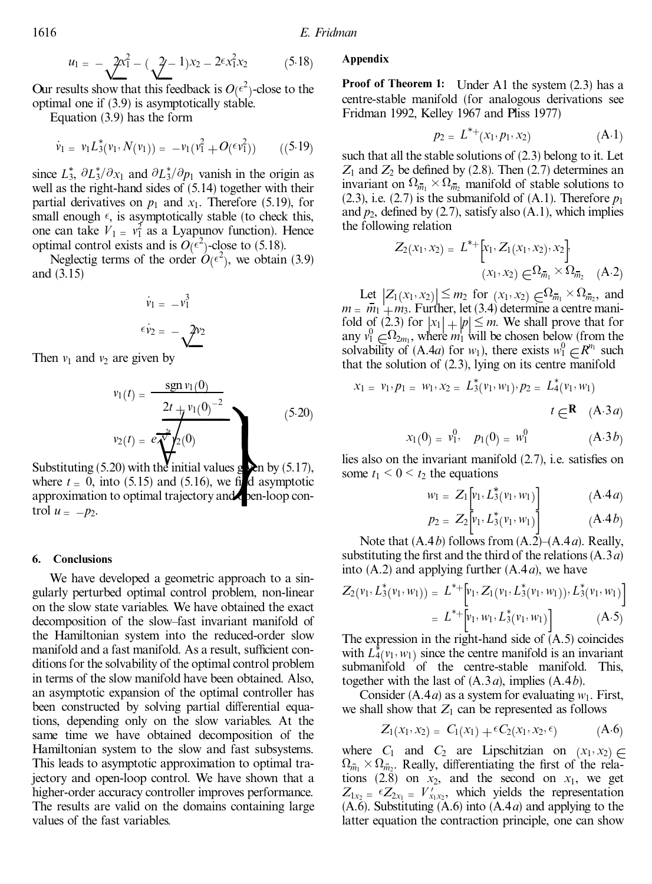$$u_1 = -\sqrt{2}x_1^2 - (\sqrt{2} - 1)x_2 - 2\epsilon x_1^2 x_2 \qquad (5.18)$$

Our results show that this feedback is $O(\epsilon^2)$-close to the optimal one if (3.9) is asymptotically stable.

Equation (3.9) has the form

$$\dot{v}_1 = v_1 L_3^*(v_1, N(v_1)) = -v_1(v_1^2 + O(\epsilon v_1^2)) \qquad (5.19)$$

since $L_3^*$, $\partial L_3^*/\partial x_1$ and $\partial L_3^*/\partial p_1$ vanish in the origin as well as the right-hand sides of (5.14) together with their partial derivatives on $p_1$ and $x_1$. Therefore (5.19), for small enough $\epsilon$, is asymptotically stable (to check this, one can take $V_1 = v_1^2$ as a Lyapunov function). Hence optimal control exists and is $O(\epsilon^2)$-close to (5.18).

Neglectig terms of the order $O(\epsilon^2)$, we obtain (3.9) and (3.15)

$$\dot{v}_1 = -v_1^3$$

$$\epsilon \dot{v}_2 = -\sqrt{2}v_2$$

Then $v_1$ and $v_2$ are given by

$$\left.\begin{aligned} v_1(t) &= \frac{\operatorname{sgn} v_1(0)}{\sqrt{2t + v_1(0)^{-2}}} \\ v_2(t) &= e^{-\frac{\sqrt{2}t}{\epsilon}} v_2(0) \end{aligned}\right\} \qquad (5.20)$$

Substituting (5.20) with the initial values given by (5.17), where $t = 0$, into (5.15) and (5.16), we find asymptotic approximation to optimal trajectory and open-loop control $u = -p_2$.

## 6. Conclusions

We have developed a geometric approach to a singularly perturbed optimal control problem, non-linear on the slow state variables. We have obtained the exact decomposition of the slow–fast invariant manifold of the Hamiltonian system into the reduced-order slow manifold and a fast manifold. As a result, sufficient conditions for the solvability of the optimal control problem in terms of the slow manifold have been obtained. Also, an asymptotic expansion of the optimal controller has been constructed by solving partial differential equations, depending only on the slow variables. At the same time we have obtained decomposition of the Hamiltonian system to the slow and fast subsystems. This leads to asymptotic approximation to optimal trajectory and open-loop control. We have shown that a higher-order accuracy controller improves performance. The results are valid on the domains containing large values of the fast variables.

## Appendix

**Proof of Theorem 1:** Under A1 the system (2.3) has a centre-stable manifold (for analogous derivations see Fridman 1992, Kelley 1967 and Pliss 1977)

$$p_2 = L^{*+}(x_1, p_1, x_2) \qquad (A.1)$$

such that all the stable solutions of (2.3) belong to it. Let $Z_1$ and $Z_2$ be defined by (2.8). Then (2.7) determines an invariant on $\Omega_{\bar{m}_1} \times \Omega_{\bar{m}_2}$ manifold of stable solutions to (2.3), i.e. (2.7) is the submanifold of (A.1). Therefore $p_1$ and $p_2$, defined by (2.7), satisfy also (A.1), which implies the following relation

$$Z_2(x_1, x_2) = L^{*+}\left[x_1, Z_1(x_1, x_2), x_2\right], \quad (x_1, x_2) \in \Omega_{\bar{m}_1} \times \Omega_{\bar{m}_2} \qquad (A.2)$$

Let $|Z_1(x_1, x_2)| \le m_2$ for $(x_1, x_2) \in \Omega_{\bar{m}_1} \times \Omega_{\bar{m}_2}$, and $m = \bar{m}_1 + m_3$. Further, let (3.4) determine a centre manifold of (2.3) for $|x_1| + |p| \le m$. We shall prove that for any $v_1^0 \in \Omega_{2m_1}$, where $m_1$ will be chosen below (from the solvability of (A.4*a*) for $w_1$), there exists $w_1^0 \in R^{n_1}$ such that the solution of (2.3), lying on its centre manifold

$$x_1 = v_1, p_1 = w_1, x_2 = L_3^*(v_1, w_1), p_2 = L_4^*(v_1, w_1) \quad t \in \mathbf{R} \qquad (A.3a)$$

$$x_1(0) = v_1^0, \quad p_1(0) = w_1^0 \qquad (A.3b)$$

lies also on the invariant manifold (2.7), i.e. satisfies on some $t_1 < 0 < t_2$ the equations

$$w_1 = Z_1\left[v_1, L_3^*(v_1, w_1)\right] \qquad (A.4a)$$

$$p_2 = Z_2\left[v_1, L_3^*(v_1, w_1)\right] \qquad (A.4b)$$

Note that (A.4*b*) follows from (A.2)–(A.4*a*). Really, substituting the first and the third of the relations (A.3*a*) into (A.2) and applying further (A.4*a*), we have

$$\begin{aligned} Z_2(v_1, L_3^*(v_1, w_1)) &= L^{*+}\left[v_1, Z_1(v_1, L_3^*(v_1, w_1)), L_3^*(v_1, w_1)\right] \\ &= L^{*+}\left[v_1, w_1, L_3^*(v_1, w_1)\right] \end{aligned} \qquad (A.5)$$

The expression in the right-hand side of (A.5) coincides with $L_4^*(v_1, w_1)$ since the centre manifold is an invariant submanifold of the centre-stable manifold. This, together with the last of (A.3*a*), implies (A.4*b*).

Consider (A.4*a*) as a system for evaluating $w_1$. First, we shall show that $Z_1$ can be represented as follows

$$Z_1(x_1, x_2) = C_1(x_1) + \epsilon C_2(x_1, x_2, \epsilon) \qquad (A.6)$$

where $C_1$ and $C_2$ are Lipschitzian on $(x_1, x_2) \in \Omega_{\bar{m}_1} \times \Omega_{\bar{m}_2}$. Really, differentiating the first of the relations (2.8) on $x_2$, and the second on $x_1$, we get $Z_{1x_2} = \epsilon Z_{2x_1} = V'_{x_1 x_2}$, which yields the representation (A.6). Substituting (A.6) into (A.4*a*) and applying to the latter equation the contraction principle, one can show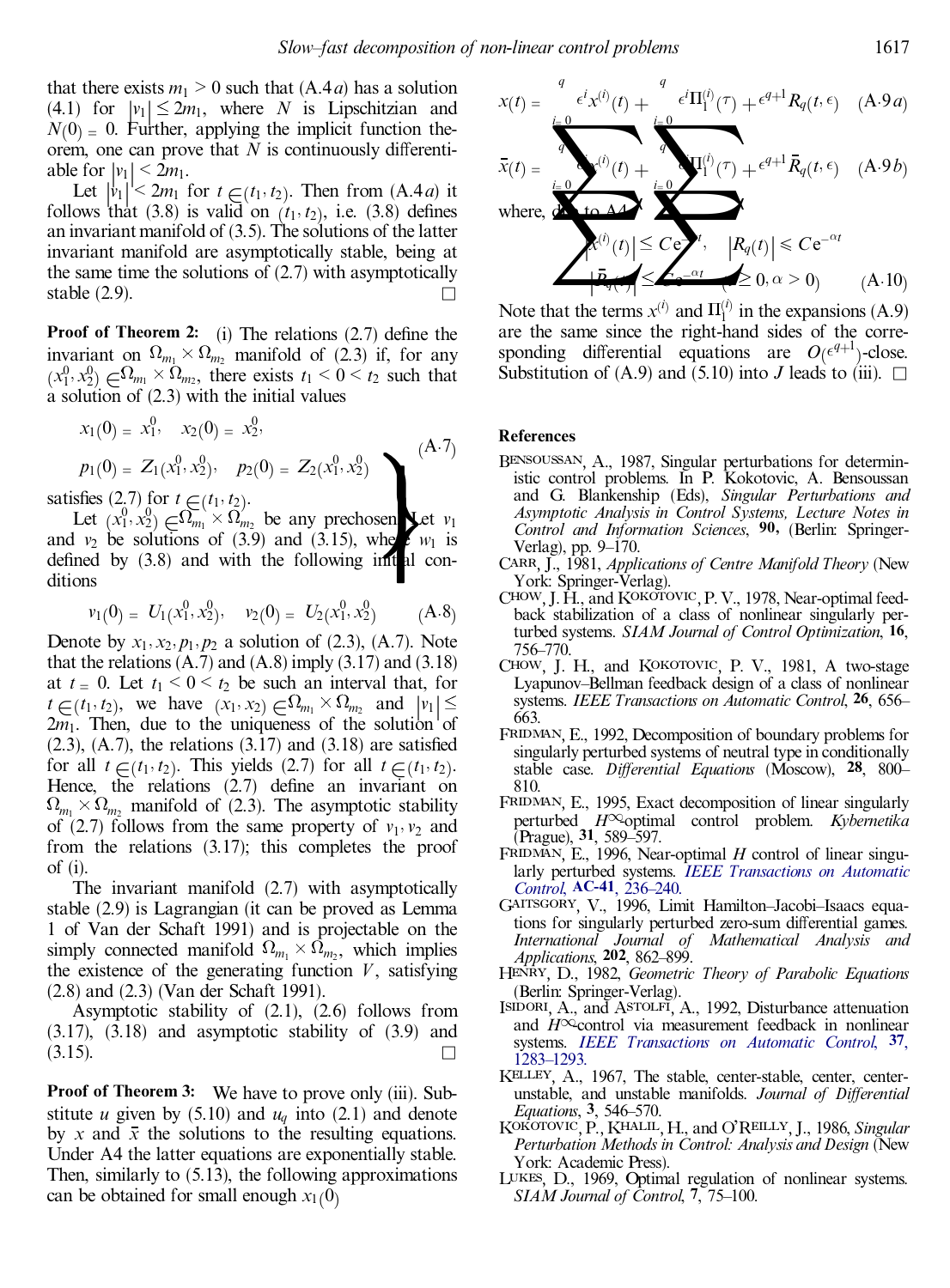that there exists $m_1 > 0$ such that (A.4$a$) has a solution (4.1) for $|v_1| \le 2m_1$, where $N$ is Lipschitzian and $N(0) = 0$. Further, applying the implicit function theorem, one can prove that $N$ is continuously differentiable for $|v_1| < 2m_1$.

Let $|v_1| < 2m_1$ for $t \in (t_1, t_2)$. Then from (A.4$a$) it follows that (3.8) is valid on $(t_1, t_2)$, i.e. (3.8) defines an invariant manifold of (3.5). The solutions of the latter invariant manifold are asymptotically stable, being at the same time the solutions of (2.7) with asymptotically stable (2.9). □

**Proof of Theorem 2:** (i) The relations (2.7) define the invariant on $\Omega_{m_1} \times \Omega_{m_2}$ manifold of (2.3) if, for any $(x_1^0, x_2^0) \in \Omega_{m_1} \times \Omega_{m_2}$, there exists $t_1 < 0 < t_2$ such that a solution of (2.3) with the initial values

$$\left.\begin{aligned} x_1(0) &= x_1^0, \quad x_2(0) = x_2^0, \\ p_1(0) &= Z_1(x_1^0, x_2^0), \quad p_2(0) = Z_2(x_1^0, x_2^0) \end{aligned}\right\} \tag{A.7}$$

satisfies (2.7) for $t \in (t_1, t_2)$.

Let $(x_1^0, x_2^0) \in \Omega_{m_1} \times \Omega_{m_2}$ be any prechosen. Let $v_1$ and $v_2$ be solutions of (3.9) and (3.15), where $w_1$ is defined by (3.8) and with the following initial conditions

$$v_1(0) = U_1(x_1^0, x_2^0), \quad v_2(0) = U_2(x_1^0, x_2^0) \tag{A.8}$$

Denote by $x_1, x_2, p_1, p_2$ a solution of (2.3), (A.7). Note that the relations (A.7) and (A.8) imply (3.17) and (3.18) at $t = 0$. Let $t_1 < 0 < t_2$ be such an interval that, for $t \in (t_1, t_2)$, we have $(x_1, x_2) \in \Omega_{m_1} \times \Omega_{m_2}$ and $|v_1| \le 2m_1$. Then, due to the uniqueness of the solution of (2.3), (A.7), the relations (3.17) and (3.18) are satisfied for all $t \in (t_1, t_2)$. This yields (2.7) for all $t \in (t_1, t_2)$. Hence, the relations (2.7) define an invariant on $\Omega_{m_1} \times \Omega_{m_2}$ manifold of (2.3). The asymptotic stability of (2.7) follows from the same property of $v_1, v_2$ and from the relations (3.17); this completes the proof of (i).

The invariant manifold (2.7) with asymptotically stable (2.9) is Lagrangian (it can be proved as Lemma 1 of Van der Schaft 1991) and is projectable on the simply connected manifold $\Omega_{m_1} \times \Omega_{m_2}$, which implies the existence of the generating function $V$, satisfying (2.8) and (2.3) (Van der Schaft 1991).

Asymptotic stability of (2.1), (2.6) follows from (3.17), (3.18) and asymptotic stability of (3.9) and (3.15). □

**Proof of Theorem 3:** We have to prove only (iii). Substitute $u$ given by (5.10) and $u_q$ into (2.1) and denote by $x$ and $\bar{x}$ the solutions to the resulting equations. Under A4 the latter equations are exponentially stable. Then, similarly to (5.13), the following approximations can be obtained for small enough $x_1(0)$

$$x(t) = \sum_{i=0}^{q} \epsilon^i x^{(i)}(t) + \sum_{i=0}^{q} \epsilon^i \Pi_1^{(i)}(\tau) + \epsilon^{q+1} R_q(t, \epsilon) \tag{A.9$a$}$$

$$\bar{x}(t) = \sum_{i=0}^{q} \epsilon^i x^{(i)}(t) + \sum_{i=0}^{q} \epsilon^i \Pi_1^{(i)}(\tau) + \epsilon^{q+1} \bar{R}_q(t, \epsilon) \tag{A.9$b$}$$

where, due to A4

$$|x^{(i)}(t)| \le C e^{-\alpha t}, \quad |R_q(t)| \leqslant C e^{-\alpha t}$$
$$|\bar{R}_q(t)| \le C e^{-\alpha t} \quad (t \ge 0, \alpha > 0) \tag{A.10}$$

Note that the terms $x^{(i)}$ and $\Pi_1^{(i)}$ in the expansions (A.9) are the same since the right-hand sides of the corresponding differential equations are $O(\epsilon^{q+1})$-close. Substitution of (A.9) and (5.10) into $J$ leads to (iii). □

## References

Bensoussan, A., 1987, Singular perturbations for deterministic control problems. In P. Kokotovic, A. Bensoussan and G. Blankenship (Eds), *Singular Perturbations and Asymptotic Analysis in Control Systems, Lecture Notes in Control and Information Sciences*, **90**, (Berlin: Springer-Verlag), pp. 9–170.

Carr, J., 1981, *Applications of Centre Manifold Theory* (New York: Springer-Verlag).

Chow, J. H., and Kokotovic, P. V., 1978, Near-optimal feedback stabilization of a class of nonlinear singularly perturbed systems. *SIAM Journal of Control Optimization*, **16**, 756–770.

Chow, J. H., and Kokotovic, P. V., 1981, A two-stage Lyapunov–Bellman feedback design of a class of nonlinear systems. *IEEE Transactions on Automatic Control*, **26**, 656–663.

Fridman, E., 1992, Decomposition of boundary problems for singularly perturbed systems of neutral type in conditionally stable case. *Differential Equations* (Moscow), **28**, 800–810.

Fridman, E., 1995, Exact decomposition of linear singularly perturbed $H^\infty$-optimal control problem. *Kybernetika* (Prague), **31**, 589–597.

Fridman, E., 1996, Near-optimal $H$ control of linear singularly perturbed systems. *IEEE Transactions on Automatic Control*, **AC-41**, 236–240.

Gaitsgory, V., 1996, Limit Hamilton–Jacobi–Isaacs equations for singularly perturbed zero-sum differential games. *International Journal of Mathematical Analysis and Applications*, **202**, 862–899.

Henry, D., 1982, *Geometric Theory of Parabolic Equations* (Berlin: Springer-Verlag).

Isidori, A., and Astolfi, A., 1992, Disturbance attenuation and $H^\infty$-control via measurement feedback in nonlinear systems. *IEEE Transactions on Automatic Control*, **37**, 1283–1293.

Kelley, A., 1967, The stable, center-stable, center, center-unstable, and unstable manifolds. *Journal of Differential Equations*, **3**, 546–570.

Kokotovic, P., Khalil, H., and O'Reilly, J., 1986, *Singular Perturbation Methods in Control: Analysis and Design* (New York: Academic Press).

Lukes, D., 1969, Optimal regulation of nonlinear systems. *SIAM Journal of Control*, **7**, 75–100.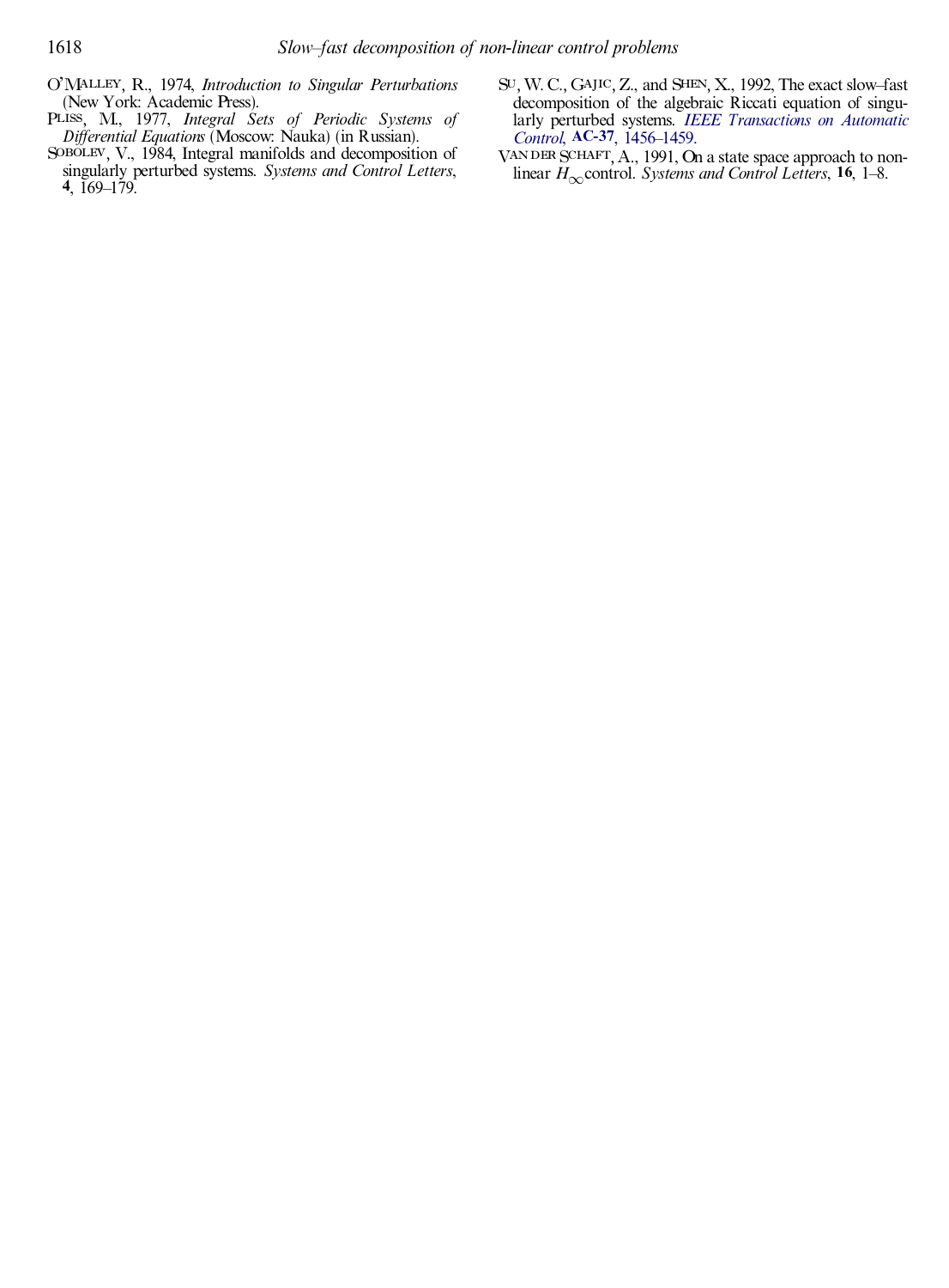O'Malley, R., 1974, *Introduction to Singular Perturbations* (New York: Academic Press).

Pliss, M., 1977, *Integral Sets of Periodic Systems of Differential Equations* (Moscow: Nauka) (in Russian).

Sobolev, V., 1984, Integral manifolds and decomposition of singularly perturbed systems. *Systems and Control Letters*, **4**, 169–179.

Su, W. C., Gajic, Z., and Shen, X., 1992, The exact slow–fast decomposition of the algebraic Riccati equation of singularly perturbed systems. *IEEE Transactions on Automatic Control*, **AC-37**, 1456–1459.

van der Schaft, A., 1991, On a state space approach to nonlinear $H_\infty$ control. *Systems and Control Letters*, **16**, 1–8.